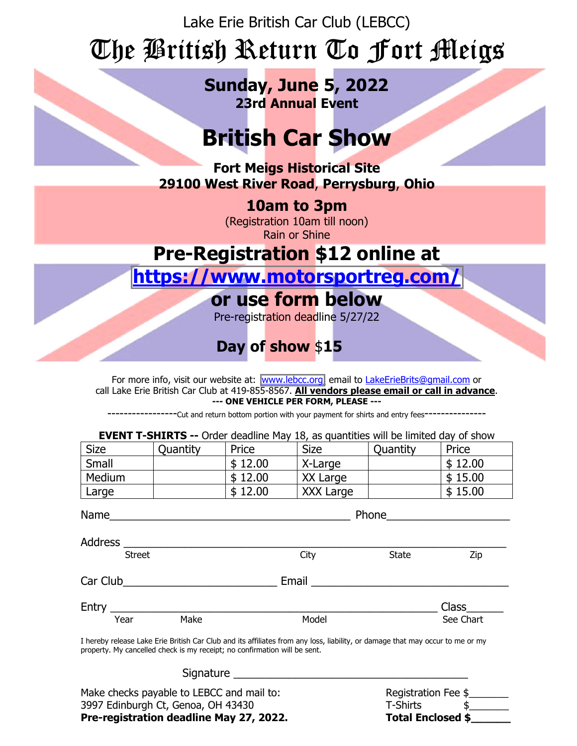Lake Erie British Car Club (LEBCC)

# The British Return To Fort Meigs

**Sunday, June 5, 2022**

**23rd Annual Event**

# British Car Show

**Fort Meigs Historical Site**

**29100 West River Road, Perrysburg, Ohio**

**10am to 3pm**

(Registration 10am till noon)

Rain or Shine

## Pre-Registration $12 online at

## https://www.motorsportreg.com/

## or use form below

Pre-registration deadline 5/27/22

**Day of show $15**

For more info, visit our website at: www.lebcc.org email to LakeErieBrits@gmail.com or call Lake Erie British Car Club at 419-855-8567. **All vendors please email or call in advance**.

**--- ONE VEHICLE PER FORM, PLEASE ---**

----------------Cut and return bottom portion with your payment for shirts and entry fees---------------

**EVENT T-SHIRTS --** Order deadline May 18, as quantities will be limited day of show

| Size | Quantity | Price | Size | Quantity | Price |
|---|---|---|---|---|---|
| Small | | $ 12.00 | X-Large | | $ 12.00 |
| Medium | | $ 12.00 | XX Large | | $ 15.00 |
| Large | | $ 12.00 | XXX Large | | $ 15.00 |

Name_______________________________________ Phone____________________

Address ______________________________________________________________

Street City State Zip

Car Club_________________________ Email ________________________________

Entry _____________________________________________________ Class______

Year Make Model See Chart

I hereby release Lake Erie British Car Club and its affiliates from any loss, liability, or damage that may occur to me or my property. My cancelled check is my receipt; no confirmation will be sent.

Signature ______________________________________

Make checks payable to LEBCC and mail to:
3997 Edinburgh Ct, Genoa, OH 43430
**Pre-registration deadline May 27, 2022.**

Registration Fee $_______
T-Shirts $_______
**Total Enclosed $_______**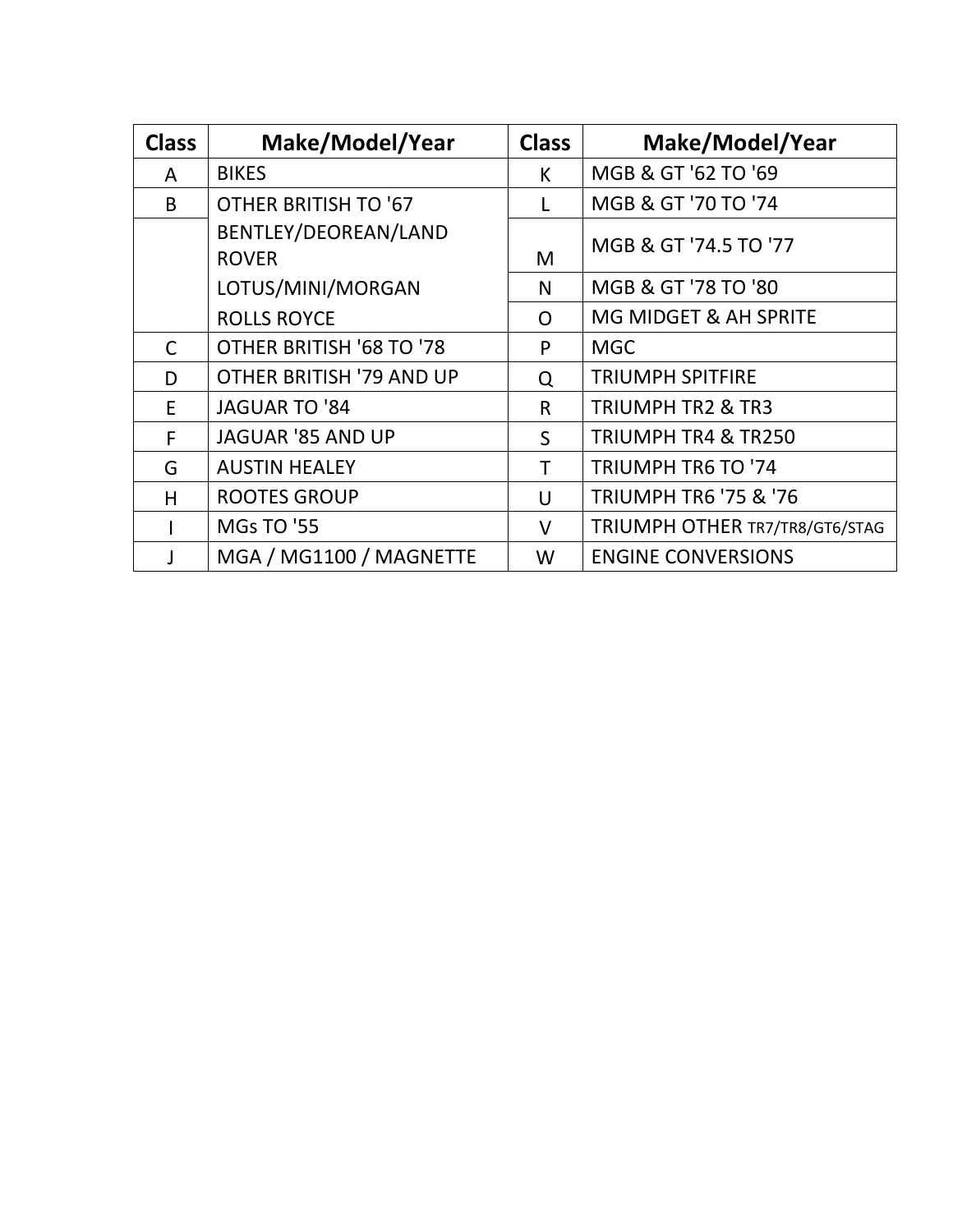| Class | Make/Model/Year | Class | Make/Model/Year |
|---|---|---|---|
| A | BIKES | K | MGB & GT '62 TO '69 |
| B | OTHER BRITISH TO '67 | L | MGB & GT '70 TO '74 |
| | BENTLEY/DEOREAN/LAND ROVER | M | MGB & GT '74.5 TO '77 |
| | LOTUS/MINI/MORGAN | N | MGB & GT '78 TO '80 |
| | ROLLS ROYCE | O | MG MIDGET & AH SPRITE |
| C | OTHER BRITISH '68 TO '78 | P | MGC |
| D | OTHER BRITISH '79 AND UP | Q | TRIUMPH SPITFIRE |
| E | JAGUAR TO '84 | R | TRIUMPH TR2 & TR3 |
| F | JAGUAR '85 AND UP | S | TRIUMPH TR4 & TR250 |
| G | AUSTIN HEALEY | T | TRIUMPH TR6 TO '74 |
| H | ROOTES GROUP | U | TRIUMPH TR6 '75 & '76 |
| I | MGs TO '55 | V | TRIUMPH OTHER TR7/TR8/GT6/STAG |
| J | MGA / MG1100 / MAGNETTE | W | ENGINE CONVERSIONS |